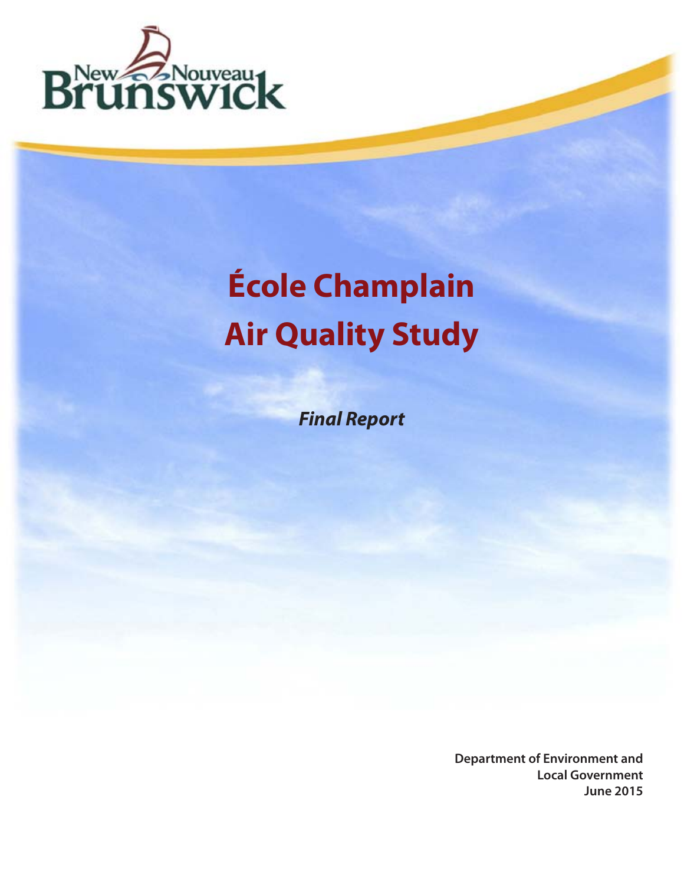# École Champlain Air Quality Study

***Final Report***

**Department of Environment and Local Government**
**June 2015**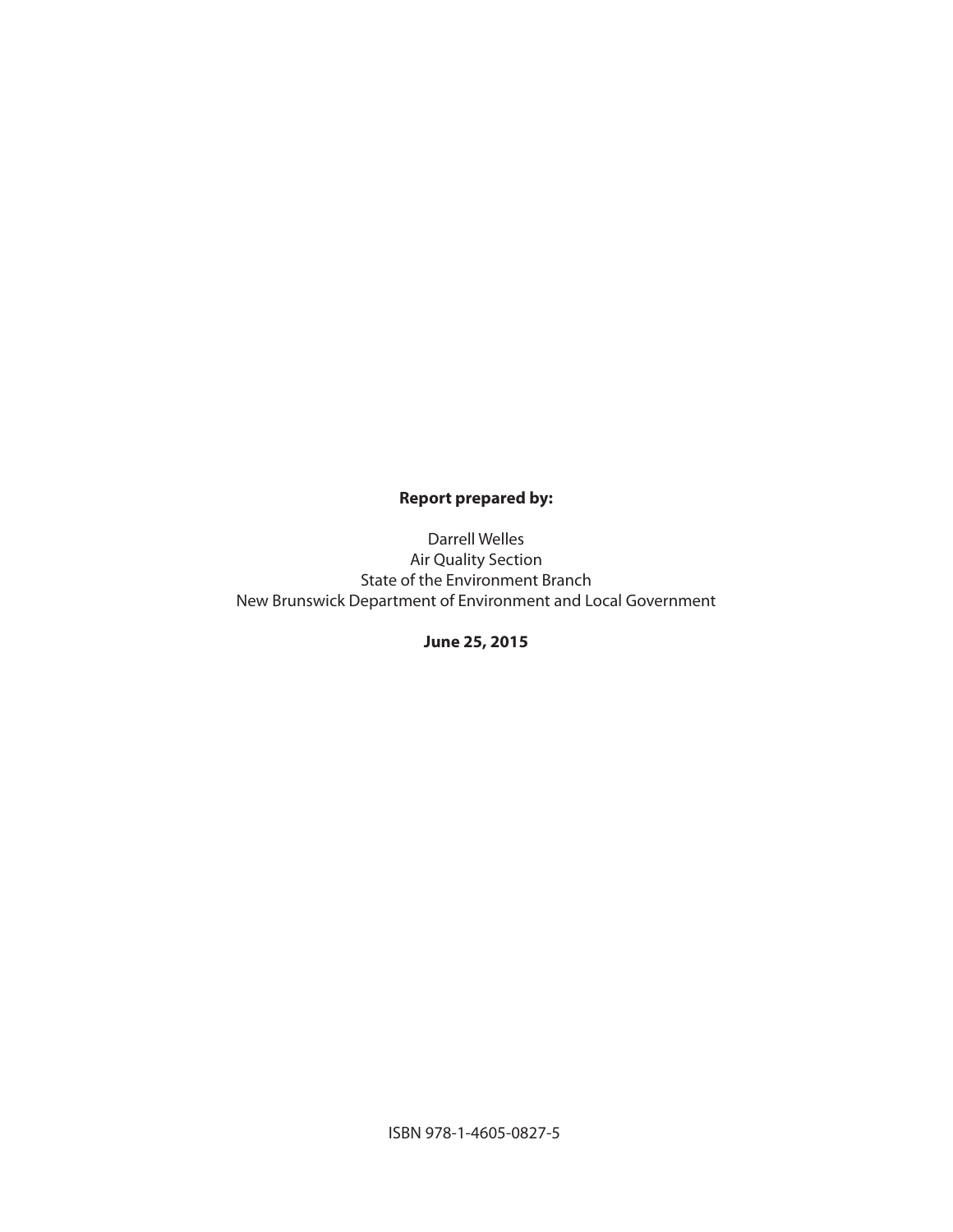**Report prepared by:**

Darrell Welles
Air Quality Section
State of the Environment Branch
New Brunswick Department of Environment and Local Government

**June 25, 2015**

ISBN 978-1-4605-0827-5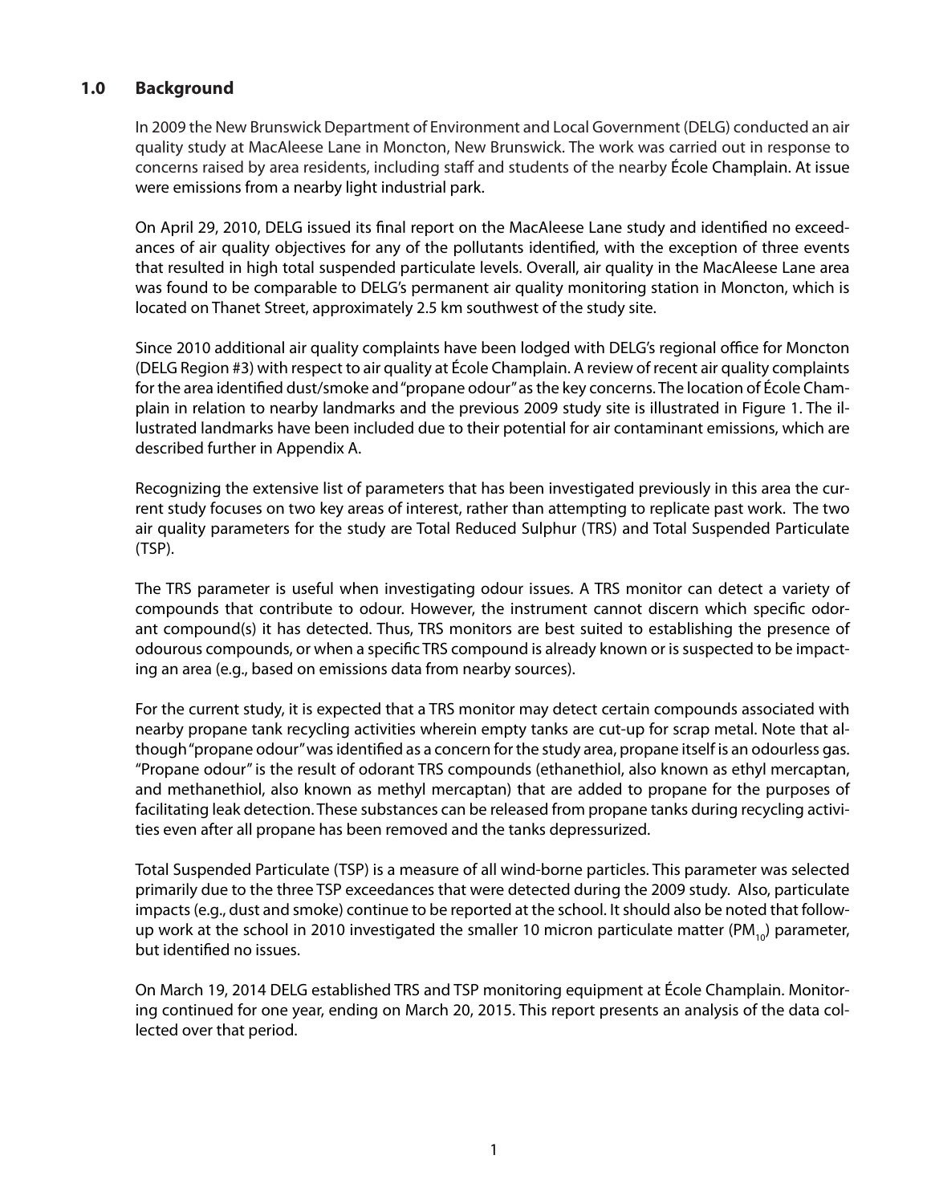## 1.0 Background

In 2009 the New Brunswick Department of Environment and Local Government (DELG) conducted an air quality study at MacAleese Lane in Moncton, New Brunswick. The work was carried out in response to concerns raised by area residents, including staff and students of the nearby École Champlain. At issue were emissions from a nearby light industrial park.

On April 29, 2010, DELG issued its final report on the MacAleese Lane study and identified no exceedances of air quality objectives for any of the pollutants identified, with the exception of three events that resulted in high total suspended particulate levels. Overall, air quality in the MacAleese Lane area was found to be comparable to DELG's permanent air quality monitoring station in Moncton, which is located on Thanet Street, approximately 2.5 km southwest of the study site.

Since 2010 additional air quality complaints have been lodged with DELG's regional office for Moncton (DELG Region #3) with respect to air quality at École Champlain. A review of recent air quality complaints for the area identified dust/smoke and "propane odour" as the key concerns. The location of École Champlain in relation to nearby landmarks and the previous 2009 study site is illustrated in Figure 1. The illustrated landmarks have been included due to their potential for air contaminant emissions, which are described further in Appendix A.

Recognizing the extensive list of parameters that has been investigated previously in this area the current study focuses on two key areas of interest, rather than attempting to replicate past work. The two air quality parameters for the study are Total Reduced Sulphur (TRS) and Total Suspended Particulate (TSP).

The TRS parameter is useful when investigating odour issues. A TRS monitor can detect a variety of compounds that contribute to odour. However, the instrument cannot discern which specific odorant compound(s) it has detected. Thus, TRS monitors are best suited to establishing the presence of odourous compounds, or when a specific TRS compound is already known or is suspected to be impacting an area (e.g., based on emissions data from nearby sources).

For the current study, it is expected that a TRS monitor may detect certain compounds associated with nearby propane tank recycling activities wherein empty tanks are cut-up for scrap metal. Note that although "propane odour" was identified as a concern for the study area, propane itself is an odourless gas. "Propane odour" is the result of odorant TRS compounds (ethanethiol, also known as ethyl mercaptan, and methanethiol, also known as methyl mercaptan) that are added to propane for the purposes of facilitating leak detection. These substances can be released from propane tanks during recycling activities even after all propane has been removed and the tanks depressurized.

Total Suspended Particulate (TSP) is a measure of all wind-borne particles. This parameter was selected primarily due to the three TSP exceedances that were detected during the 2009 study. Also, particulate impacts (e.g., dust and smoke) continue to be reported at the school. It should also be noted that follow-up work at the school in 2010 investigated the smaller 10 micron particulate matter ($PM_{10}$) parameter, but identified no issues.

On March 19, 2014 DELG established TRS and TSP monitoring equipment at École Champlain. Monitoring continued for one year, ending on March 20, 2015. This report presents an analysis of the data collected over that period.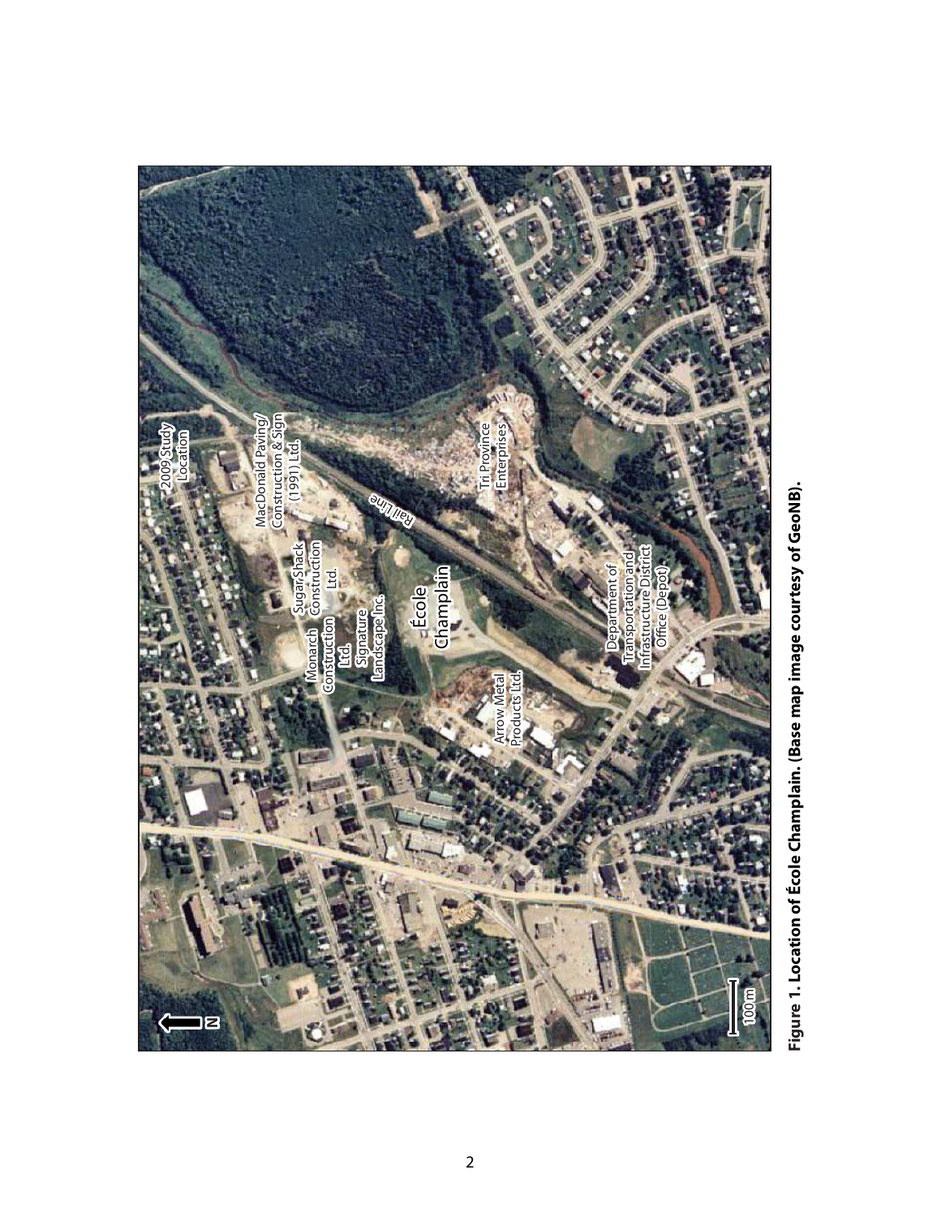**Figure 1. Location of École Champlain. (Base map image courtesy of GeoNB).**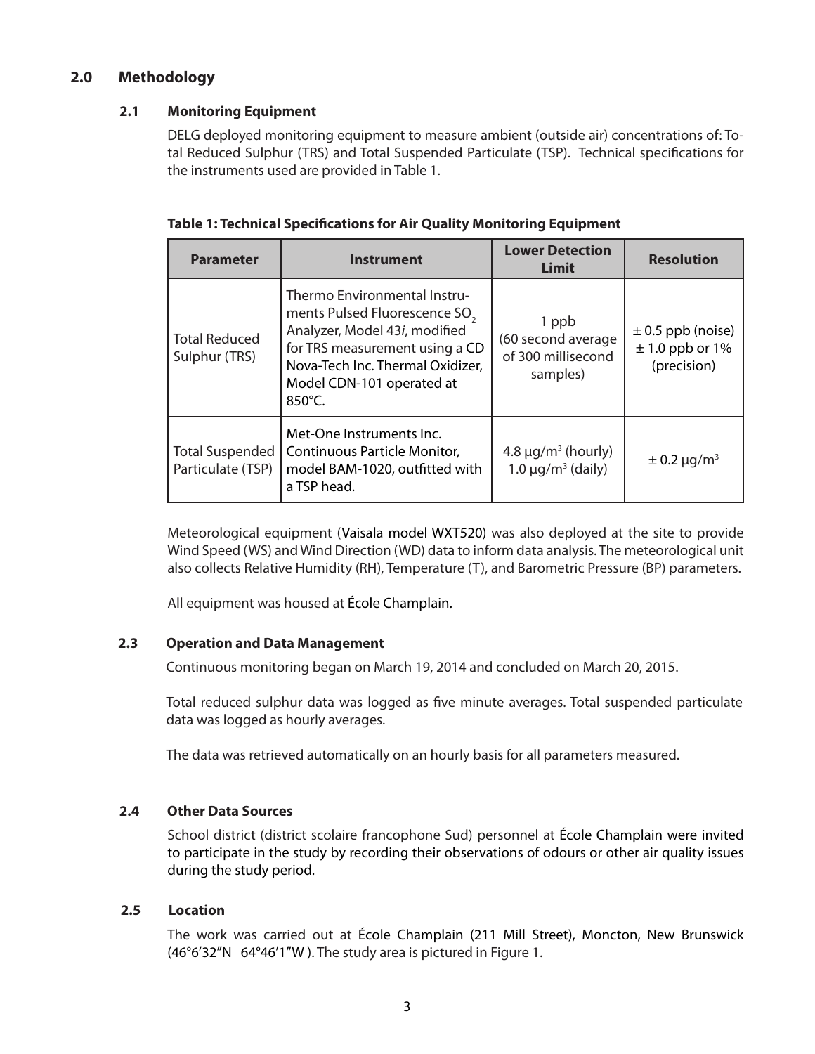## 2.0 Methodology

### 2.1 Monitoring Equipment

DELG deployed monitoring equipment to measure ambient (outside air) concentrations of: Total Reduced Sulphur (TRS) and Total Suspended Particulate (TSP). Technical specifications for the instruments used are provided in Table 1.

**Table 1: Technical Specifications for Air Quality Monitoring Equipment**

| Parameter | Instrument | Lower Detection Limit | Resolution |
|---|---|---|---|
| Total Reduced Sulphur (TRS) | Thermo Environmental Instruments Pulsed Fluorescence $SO_2$ Analyzer, Model 43*i*, modified for TRS measurement using a CD Nova-Tech Inc. Thermal Oxidizer, Model CDN-101 operated at 850°C. | 1 ppb (60 second average of 300 millisecond samples) | ± 0.5 ppb (noise) ± 1.0 ppb or 1% (precision) |
| Total Suspended Particulate (TSP) | Met-One Instruments Inc. Continuous Particle Monitor, model BAM-1020, outfitted with a TSP head. | 4.8 µg/m$^3$ (hourly) 1.0 µg/m$^3$ (daily) | ± 0.2 µg/m$^3$ |

Meteorological equipment (Vaisala model WXT520) was also deployed at the site to provide Wind Speed (WS) and Wind Direction (WD) data to inform data analysis. The meteorological unit also collects Relative Humidity (RH), Temperature (T), and Barometric Pressure (BP) parameters.

All equipment was housed at École Champlain.

### 2.3 Operation and Data Management

Continuous monitoring began on March 19, 2014 and concluded on March 20, 2015.

Total reduced sulphur data was logged as five minute averages. Total suspended particulate data was logged as hourly averages.

The data was retrieved automatically on an hourly basis for all parameters measured.

### 2.4 Other Data Sources

School district (district scolaire francophone Sud) personnel at École Champlain were invited to participate in the study by recording their observations of odours or other air quality issues during the study period.

### 2.5 Location

The work was carried out at École Champlain (211 Mill Street), Moncton, New Brunswick (46°6'32"N 64°46'1"W). The study area is pictured in Figure 1.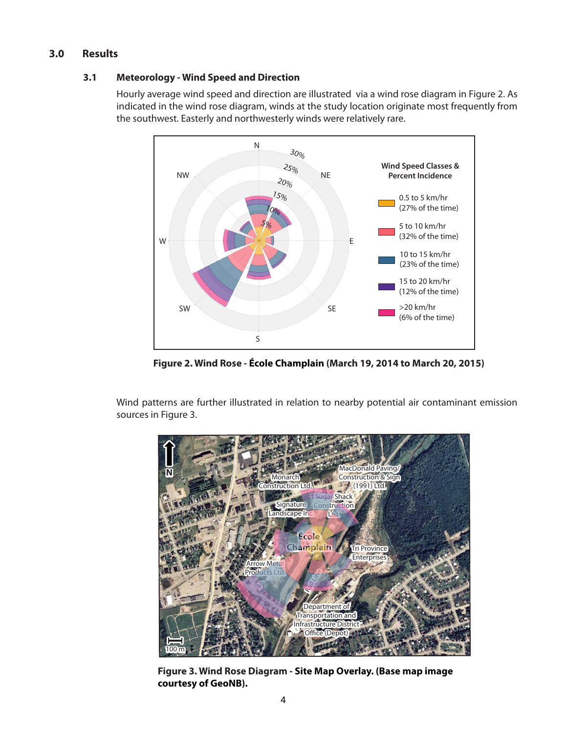# 3.0 Results

## 3.1 Meteorology - Wind Speed and Direction

Hourly average wind speed and direction are illustrated via a wind rose diagram in Figure 2. As indicated in the wind rose diagram, winds at the study location originate most frequently from the southwest. Easterly and northwesterly winds were relatively rare.

**Figure 2. Wind Rose - École Champlain (March 19, 2014 to March 20, 2015)**

Wind patterns are further illustrated in relation to nearby potential air contaminant emission sources in Figure 3.

**Figure 3. Wind Rose Diagram - Site Map Overlay. (Base map image courtesy of GeoNB).**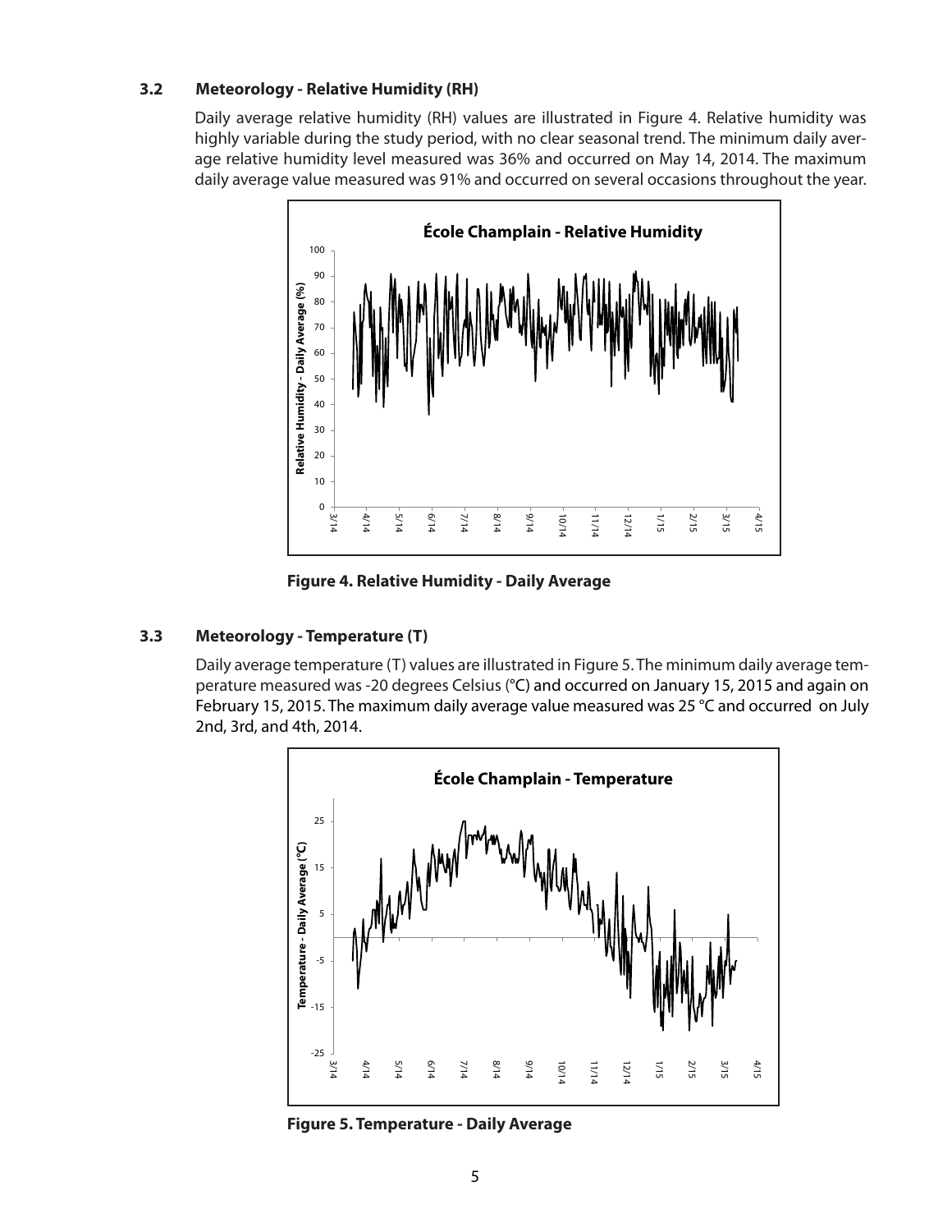### 3.2 Meteorology - Relative Humidity (RH)

Daily average relative humidity (RH) values are illustrated in Figure 4. Relative humidity was highly variable during the study period, with no clear seasonal trend. The minimum daily average relative humidity level measured was 36% and occurred on May 14, 2014. The maximum daily average value measured was 91% and occurred on several occasions throughout the year.

**Figure 4. Relative Humidity - Daily Average**

### 3.3 Meteorology - Temperature (T)

Daily average temperature (T) values are illustrated in Figure 5. The minimum daily average temperature measured was -20 degrees Celsius (°C) and occurred on January 15, 2015 and again on February 15, 2015. The maximum daily average value measured was 25 °C and occurred on July 2nd, 3rd, and 4th, 2014.

**Figure 5. Temperature - Daily Average**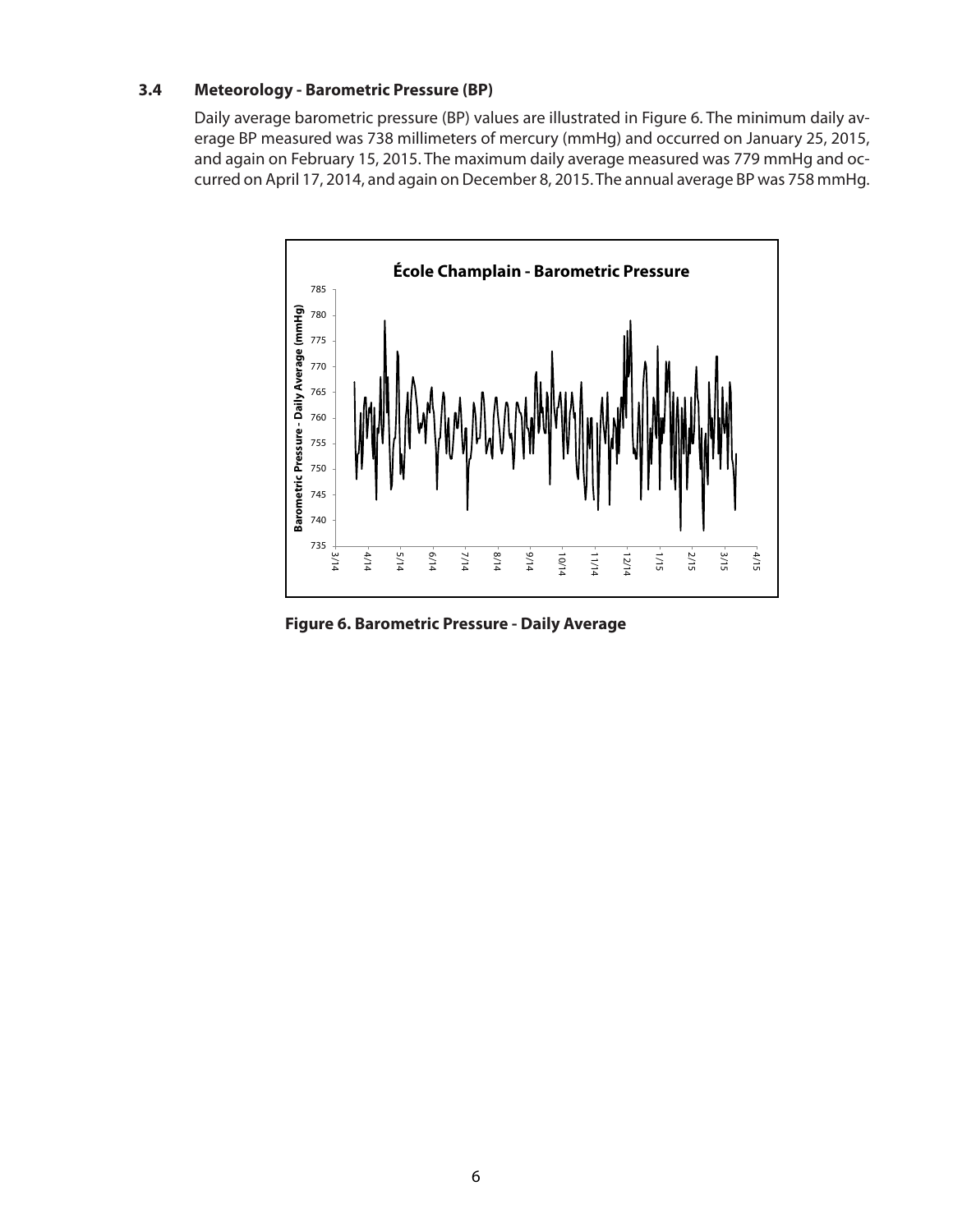### 3.4 Meteorology - Barometric Pressure (BP)

Daily average barometric pressure (BP) values are illustrated in Figure 6. The minimum daily average BP measured was 738 millimeters of mercury (mmHg) and occurred on January 25, 2015, and again on February 15, 2015. The maximum daily average measured was 779 mmHg and occurred on April 17, 2014, and again on December 8, 2015. The annual average BP was 758 mmHg.

**Figure 6. Barometric Pressure - Daily Average**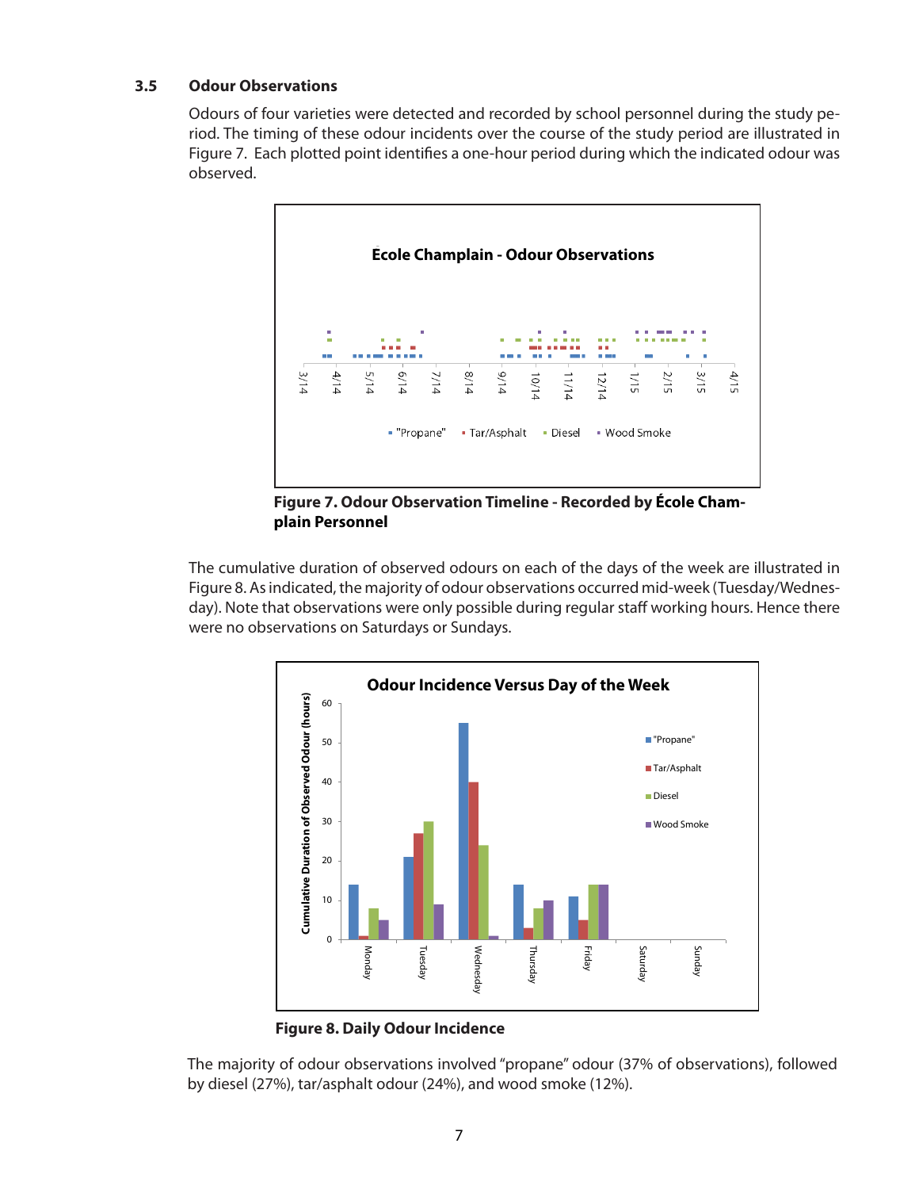### 3.5 Odour Observations

Odours of four varieties were detected and recorded by school personnel during the study period. The timing of these odour incidents over the course of the study period are illustrated in Figure 7. Each plotted point identifies a one-hour period during which the indicated odour was observed.

**Figure 7. Odour Observation Timeline - Recorded by École Champlain Personnel**

The cumulative duration of observed odours on each of the days of the week are illustrated in Figure 8. As indicated, the majority of odour observations occurred mid-week (Tuesday/Wednesday). Note that observations were only possible during regular staff working hours. Hence there were no observations on Saturdays or Sundays.

**Figure 8. Daily Odour Incidence**

The majority of odour observations involved "propane" odour (37% of observations), followed by diesel (27%), tar/asphalt odour (24%), and wood smoke (12%).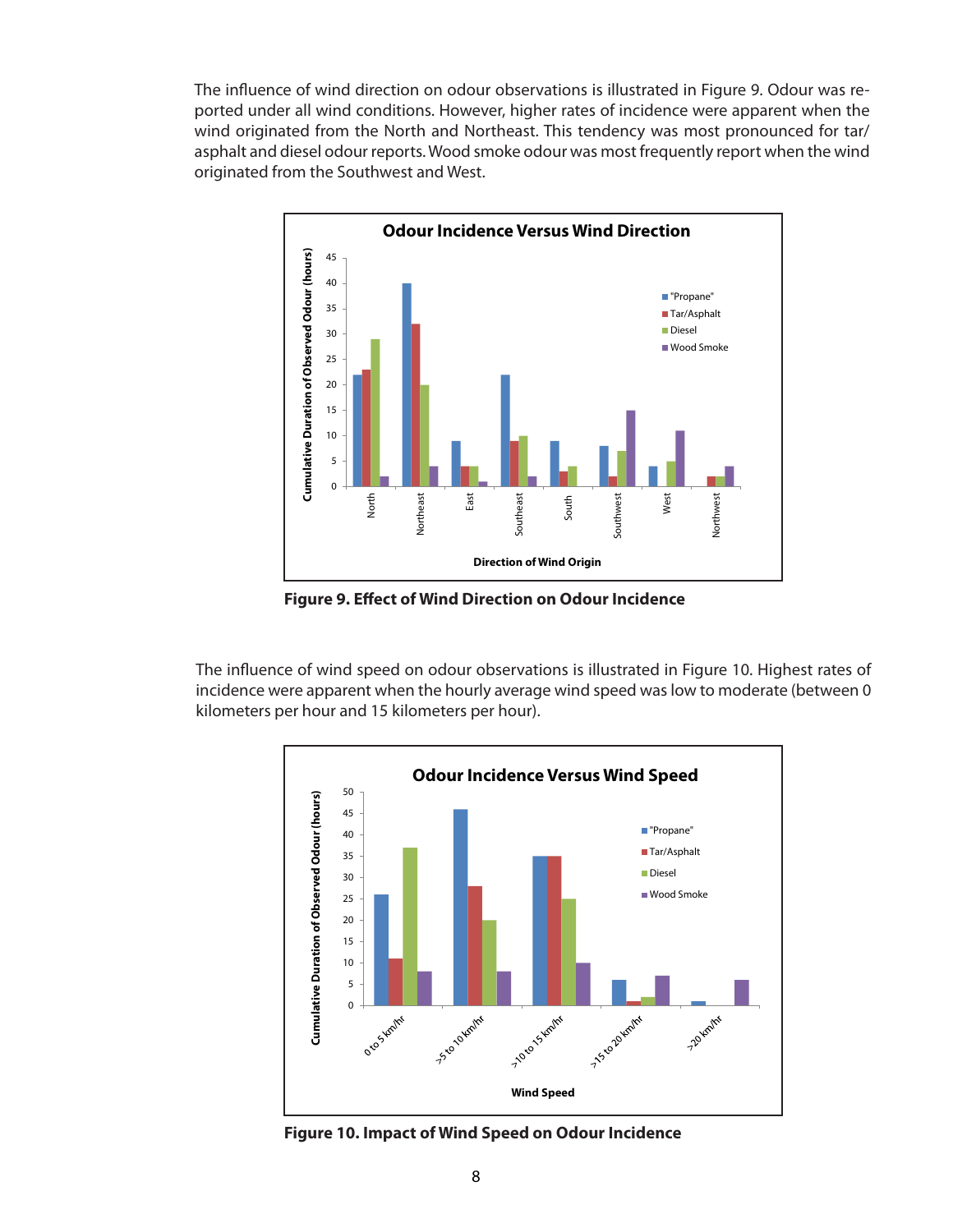The influence of wind direction on odour observations is illustrated in Figure 9. Odour was reported under all wind conditions. However, higher rates of incidence were apparent when the wind originated from the North and Northeast. This tendency was most pronounced for tar/asphalt and diesel odour reports. Wood smoke odour was most frequently report when the wind originated from the Southwest and West.

**Figure 9. Effect of Wind Direction on Odour Incidence**

The influence of wind speed on odour observations is illustrated in Figure 10. Highest rates of incidence were apparent when the hourly average wind speed was low to moderate (between 0 kilometers per hour and 15 kilometers per hour).

**Figure 10. Impact of Wind Speed on Odour Incidence**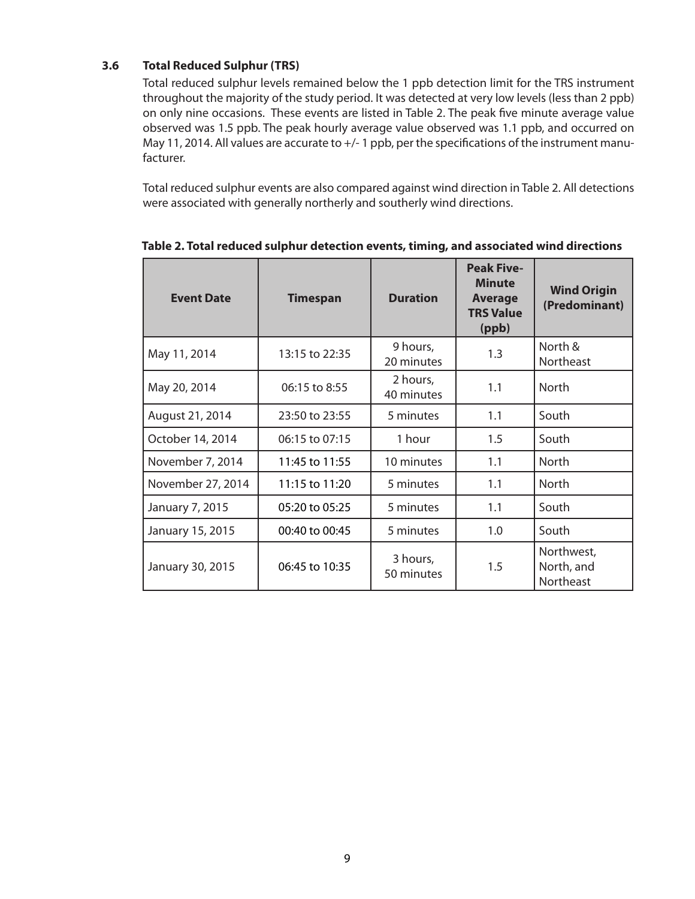### 3.6 Total Reduced Sulphur (TRS)

Total reduced sulphur levels remained below the 1 ppb detection limit for the TRS instrument throughout the majority of the study period. It was detected at very low levels (less than 2 ppb) on only nine occasions. These events are listed in Table 2. The peak five minute average value observed was 1.5 ppb. The peak hourly average value observed was 1.1 ppb, and occurred on May 11, 2014. All values are accurate to +/- 1 ppb, per the specifications of the instrument manufacturer.

Total reduced sulphur events are also compared against wind direction in Table 2. All detections were associated with generally northerly and southerly wind directions.

**Table 2. Total reduced sulphur detection events, timing, and associated wind directions**

| Event Date | Timespan | Duration | Peak Five-Minute Average TRS Value (ppb) | Wind Origin (Predominant) |
|---|---|---|---|---|
| May 11, 2014 | 13:15 to 22:35 | 9 hours, 20 minutes | 1.3 | North & Northeast |
| May 20, 2014 | 06:15 to 8:55 | 2 hours, 40 minutes | 1.1 | North |
| August 21, 2014 | 23:50 to 23:55 | 5 minutes | 1.1 | South |
| October 14, 2014 | 06:15 to 07:15 | 1 hour | 1.5 | South |
| November 7, 2014 | 11:45 to 11:55 | 10 minutes | 1.1 | North |
| November 27, 2014 | 11:15 to 11:20 | 5 minutes | 1.1 | North |
| January 7, 2015 | 05:20 to 05:25 | 5 minutes | 1.1 | South |
| January 15, 2015 | 00:40 to 00:45 | 5 minutes | 1.0 | South |
| January 30, 2015 | 06:45 to 10:35 | 3 hours, 50 minutes | 1.5 | Northwest, North, and Northeast |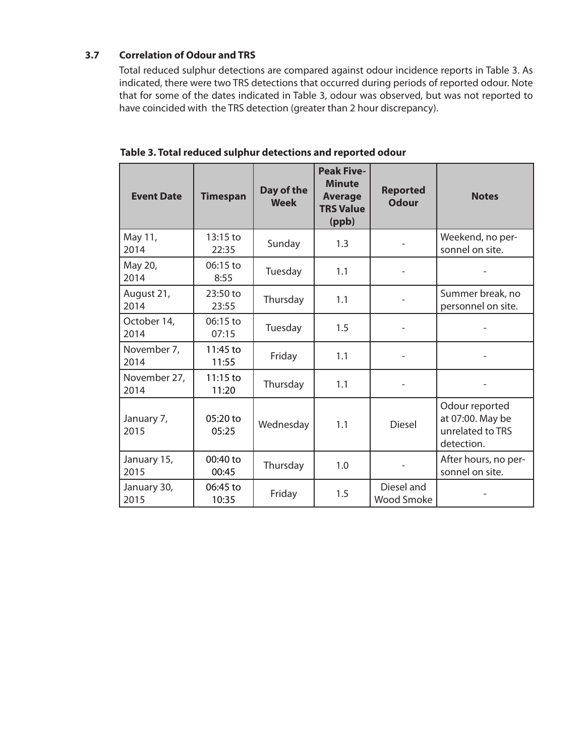### 3.7 Correlation of Odour and TRS

Total reduced sulphur detections are compared against odour incidence reports in Table 3. As indicated, there were two TRS detections that occurred during periods of reported odour. Note that for some of the dates indicated in Table 3, odour was observed, but was not reported to have coincided with the TRS detection (greater than 2 hour discrepancy).

**Table 3. Total reduced sulphur detections and reported odour**

| Event Date | Timespan | Day of the Week | Peak Five-Minute Average TRS Value (ppb) | Reported Odour | Notes |
|---|---|---|---|---|---|
| May 11, 2014 | 13:15 to 22:35 | Sunday | 1.3 | - | Weekend, no personnel on site. |
| May 20, 2014 | 06:15 to 8:55 | Tuesday | 1.1 | - | - |
| August 21, 2014 | 23:50 to 23:55 | Thursday | 1.1 | - | Summer break, no personnel on site. |
| October 14, 2014 | 06:15 to 07:15 | Tuesday | 1.5 | - | - |
| November 7, 2014 | 11:45 to 11:55 | Friday | 1.1 | - | - |
| November 27, 2014 | 11:15 to 11:20 | Thursday | 1.1 | - | - |
| January 7, 2015 | 05:20 to 05:25 | Wednesday | 1.1 | Diesel | Odour reported at 07:00. May be unrelated to TRS detection. |
| January 15, 2015 | 00:40 to 00:45 | Thursday | 1.0 | - | After hours, no personnel on site. |
| January 30, 2015 | 06:45 to 10:35 | Friday | 1.5 | Diesel and Wood Smoke | - |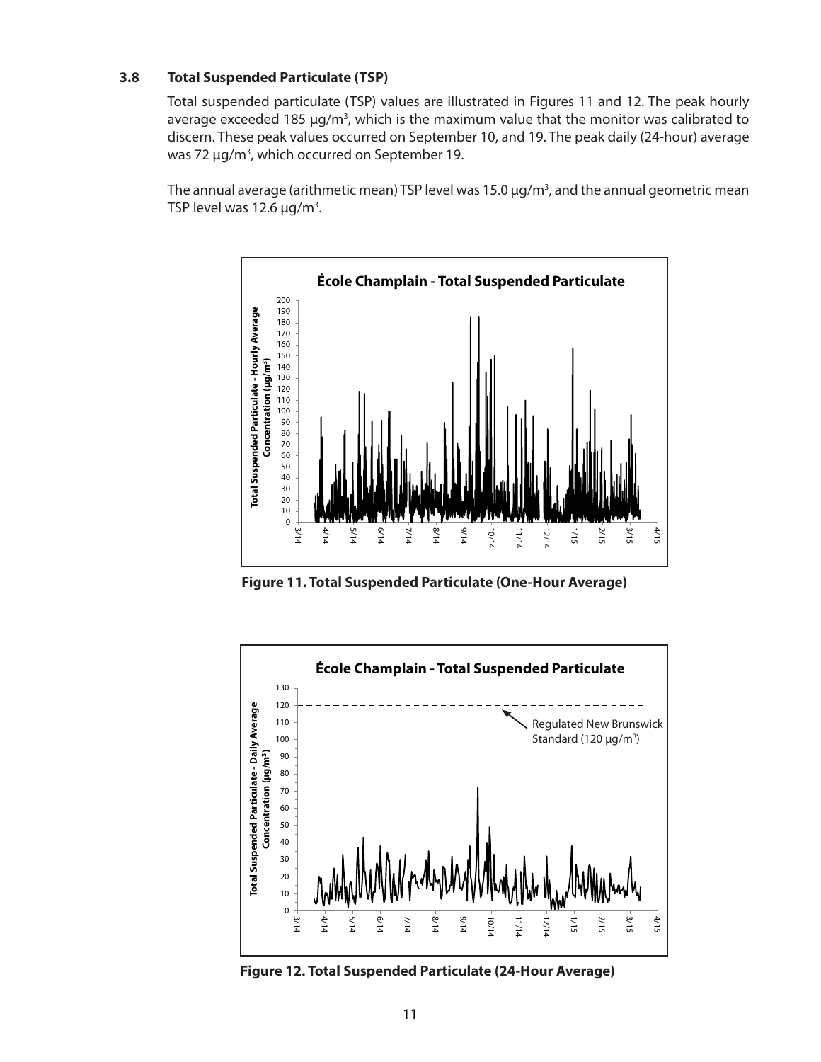### 3.8 Total Suspended Particulate (TSP)

Total suspended particulate (TSP) values are illustrated in Figures 11 and 12. The peak hourly average exceeded 185 µg/m$^3$, which is the maximum value that the monitor was calibrated to discern. These peak values occurred on September 10, and 19. The peak daily (24-hour) average was 72 µg/m$^3$, which occurred on September 19.

The annual average (arithmetic mean) TSP level was 15.0 µg/m$^3$, and the annual geometric mean TSP level was 12.6 µg/m$^3$.

**Figure 11. Total Suspended Particulate (One-Hour Average)**

**Figure 12. Total Suspended Particulate (24-Hour Average)**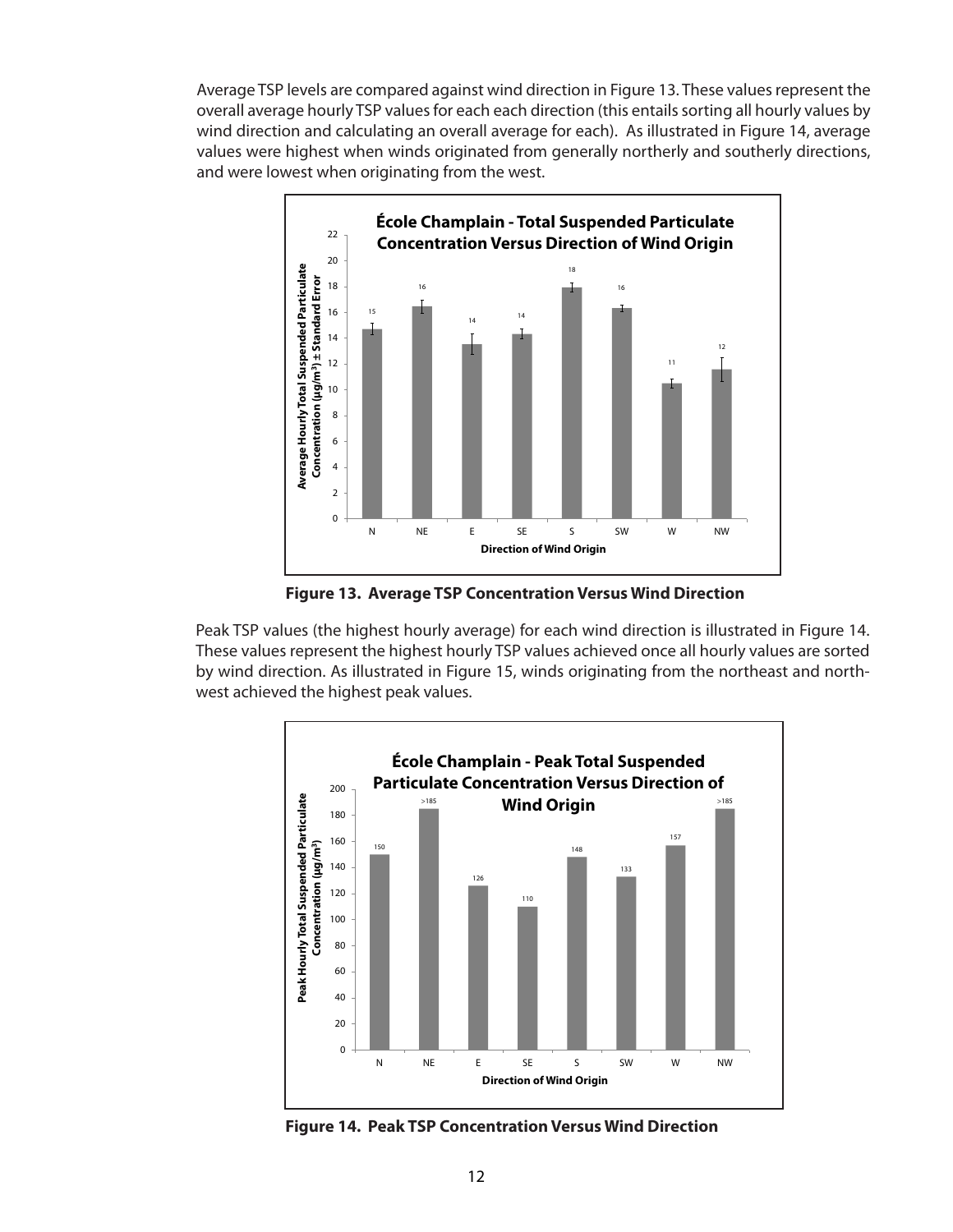Average TSP levels are compared against wind direction in Figure 13. These values represent the overall average hourly TSP values for each each direction (this entails sorting all hourly values by wind direction and calculating an overall average for each). As illustrated in Figure 14, average values were highest when winds originated from generally northerly and southerly directions, and were lowest when originating from the west.

**Figure 13. Average TSP Concentration Versus Wind Direction**

Peak TSP values (the highest hourly average) for each wind direction is illustrated in Figure 14. These values represent the highest hourly TSP values achieved once all hourly values are sorted by wind direction. As illustrated in Figure 15, winds originating from the northeast and north-west achieved the highest peak values.

**Figure 14. Peak TSP Concentration Versus Wind Direction**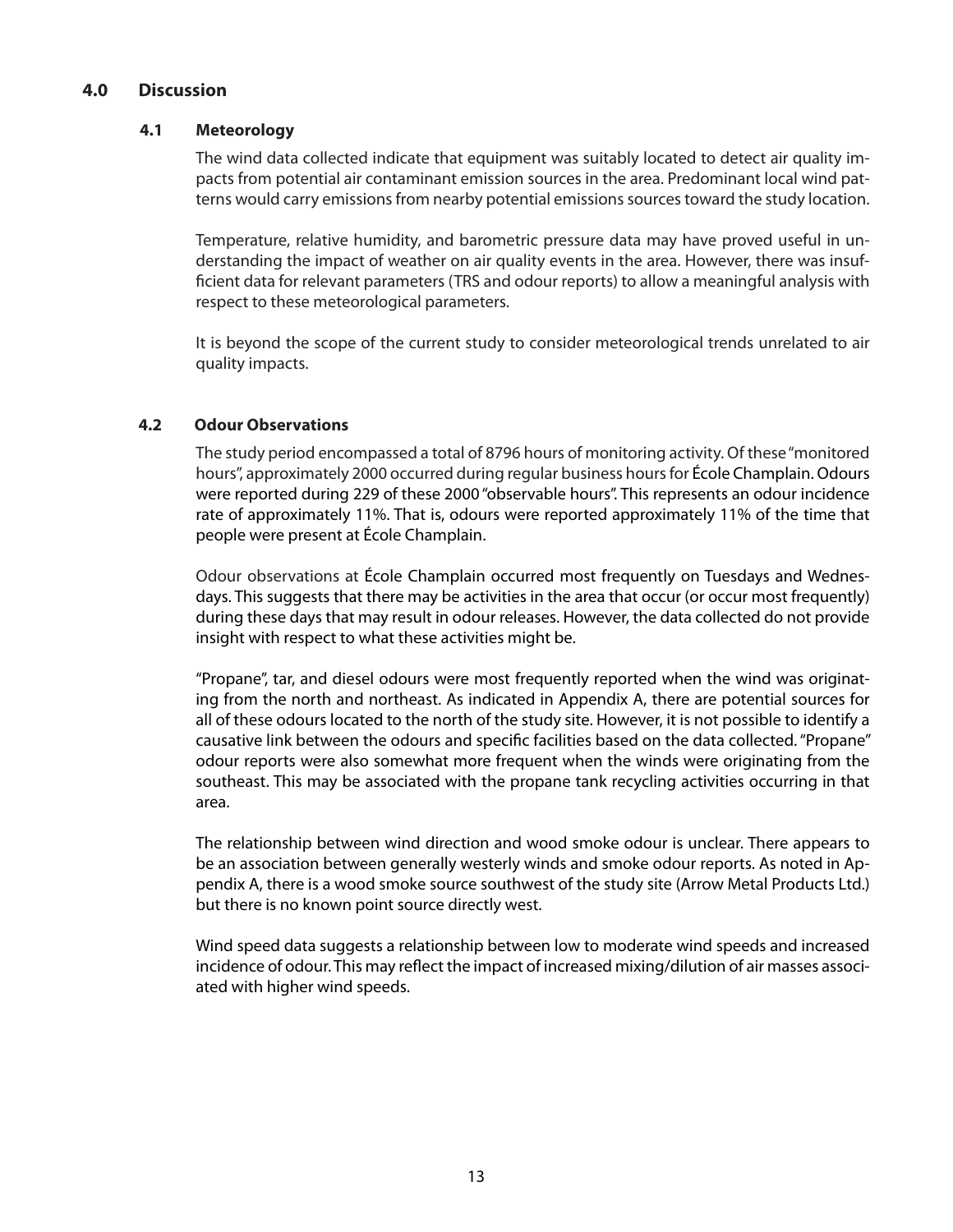## 4.0 Discussion

### 4.1 Meteorology

The wind data collected indicate that equipment was suitably located to detect air quality impacts from potential air contaminant emission sources in the area. Predominant local wind patterns would carry emissions from nearby potential emissions sources toward the study location.

Temperature, relative humidity, and barometric pressure data may have proved useful in understanding the impact of weather on air quality events in the area. However, there was insufficient data for relevant parameters (TRS and odour reports) to allow a meaningful analysis with respect to these meteorological parameters.

It is beyond the scope of the current study to consider meteorological trends unrelated to air quality impacts.

### 4.2 Odour Observations

The study period encompassed a total of 8796 hours of monitoring activity. Of these "monitored hours", approximately 2000 occurred during regular business hours for École Champlain. Odours were reported during 229 of these 2000 "observable hours". This represents an odour incidence rate of approximately 11%. That is, odours were reported approximately 11% of the time that people were present at École Champlain.

Odour observations at École Champlain occurred most frequently on Tuesdays and Wednesdays. This suggests that there may be activities in the area that occur (or occur most frequently) during these days that may result in odour releases. However, the data collected do not provide insight with respect to what these activities might be.

"Propane", tar, and diesel odours were most frequently reported when the wind was originating from the north and northeast. As indicated in Appendix A, there are potential sources for all of these odours located to the north of the study site. However, it is not possible to identify a causative link between the odours and specific facilities based on the data collected. "Propane" odour reports were also somewhat more frequent when the winds were originating from the southeast. This may be associated with the propane tank recycling activities occurring in that area.

The relationship between wind direction and wood smoke odour is unclear. There appears to be an association between generally westerly winds and smoke odour reports. As noted in Appendix A, there is a wood smoke source southwest of the study site (Arrow Metal Products Ltd.) but there is no known point source directly west.

Wind speed data suggests a relationship between low to moderate wind speeds and increased incidence of odour. This may reflect the impact of increased mixing/dilution of air masses associated with higher wind speeds.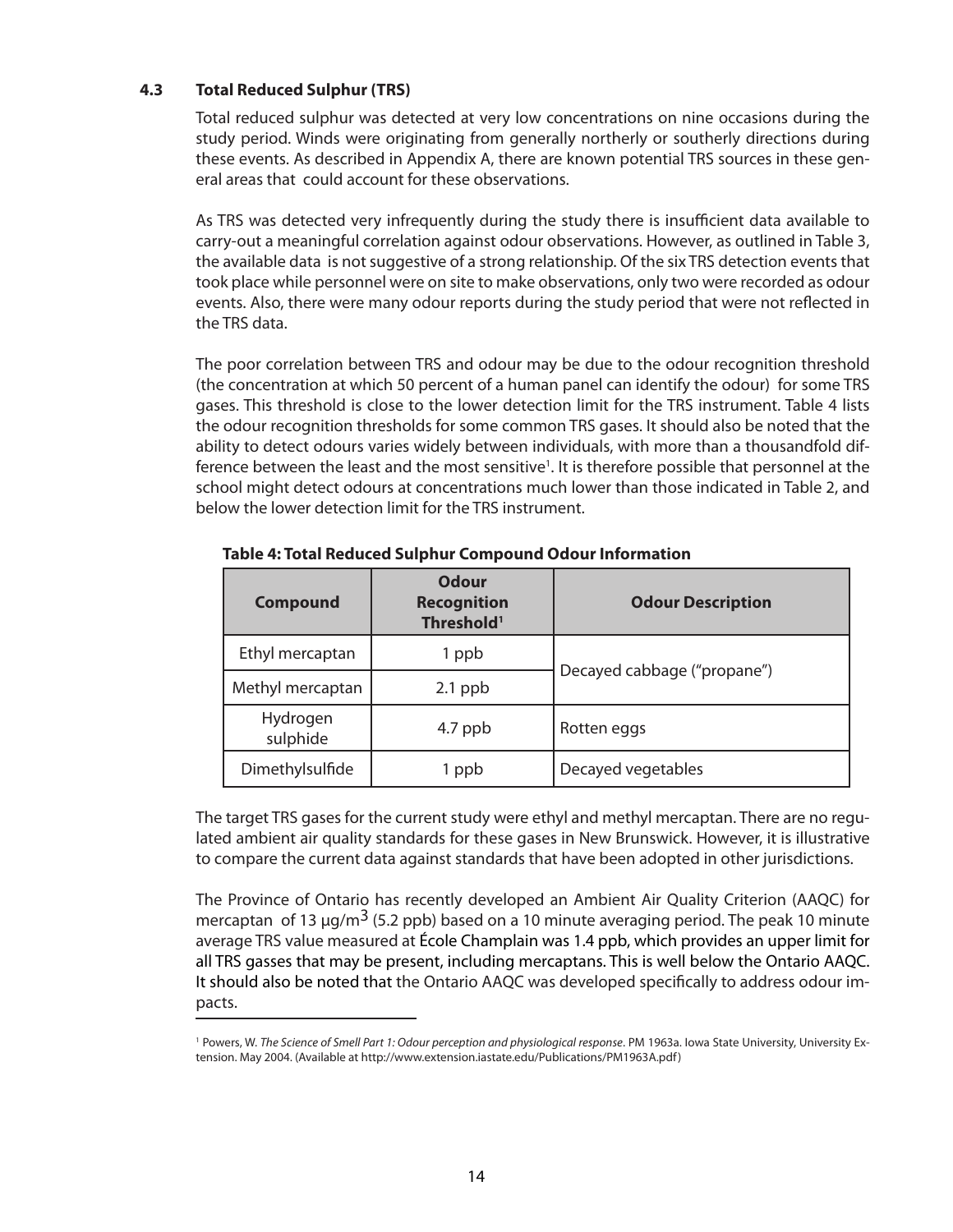### 4.3 Total Reduced Sulphur (TRS)

Total reduced sulphur was detected at very low concentrations on nine occasions during the study period. Winds were originating from generally northerly or southerly directions during these events. As described in Appendix A, there are known potential TRS sources in these general areas that could account for these observations.

As TRS was detected very infrequently during the study there is insufficient data available to carry-out a meaningful correlation against odour observations. However, as outlined in Table 3, the available data is not suggestive of a strong relationship. Of the six TRS detection events that took place while personnel were on site to make observations, only two were recorded as odour events. Also, there were many odour reports during the study period that were not reflected in the TRS data.

The poor correlation between TRS and odour may be due to the odour recognition threshold (the concentration at which 50 percent of a human panel can identify the odour) for some TRS gases. This threshold is close to the lower detection limit for the TRS instrument. Table 4 lists the odour recognition thresholds for some common TRS gases. It should also be noted that the ability to detect odours varies widely between individuals, with more than a thousandfold difference between the least and the most sensitive[1]. It is therefore possible that personnel at the school might detect odours at concentrations much lower than those indicated in Table 2, and below the lower detection limit for the TRS instrument.

**Table 4: Total Reduced Sulphur Compound Odour Information**

| Compound | Odour Recognition Threshold[1] | Odour Description |
|---|---|---|
| Ethyl mercaptan | 1 ppb | Decayed cabbage ("propane") |
| Methyl mercaptan | 2.1 ppb | |
| Hydrogen sulphide | 4.7 ppb | Rotten eggs |
| Dimethylsulfide | 1 ppb | Decayed vegetables |

The target TRS gases for the current study were ethyl and methyl mercaptan. There are no regulated ambient air quality standards for these gases in New Brunswick. However, it is illustrative to compare the current data against standards that have been adopted in other jurisdictions.

The Province of Ontario has recently developed an Ambient Air Quality Criterion (AAQC) for mercaptan of 13 µg/m$^3$ (5.2 ppb) based on a 10 minute averaging period. The peak 10 minute average TRS value measured at École Champlain was 1.4 ppb, which provides an upper limit for all TRS gasses that may be present, including mercaptans. This is well below the Ontario AAQC. It should also be noted that the Ontario AAQC was developed specifically to address odour impacts.

[1] Powers, W. *The Science of Smell Part 1: Odour perception and physiological response*. PM 1963a. Iowa State University, University Extension. May 2004. (Available at http://www.extension.iastate.edu/Publications/PM1963A.pdf)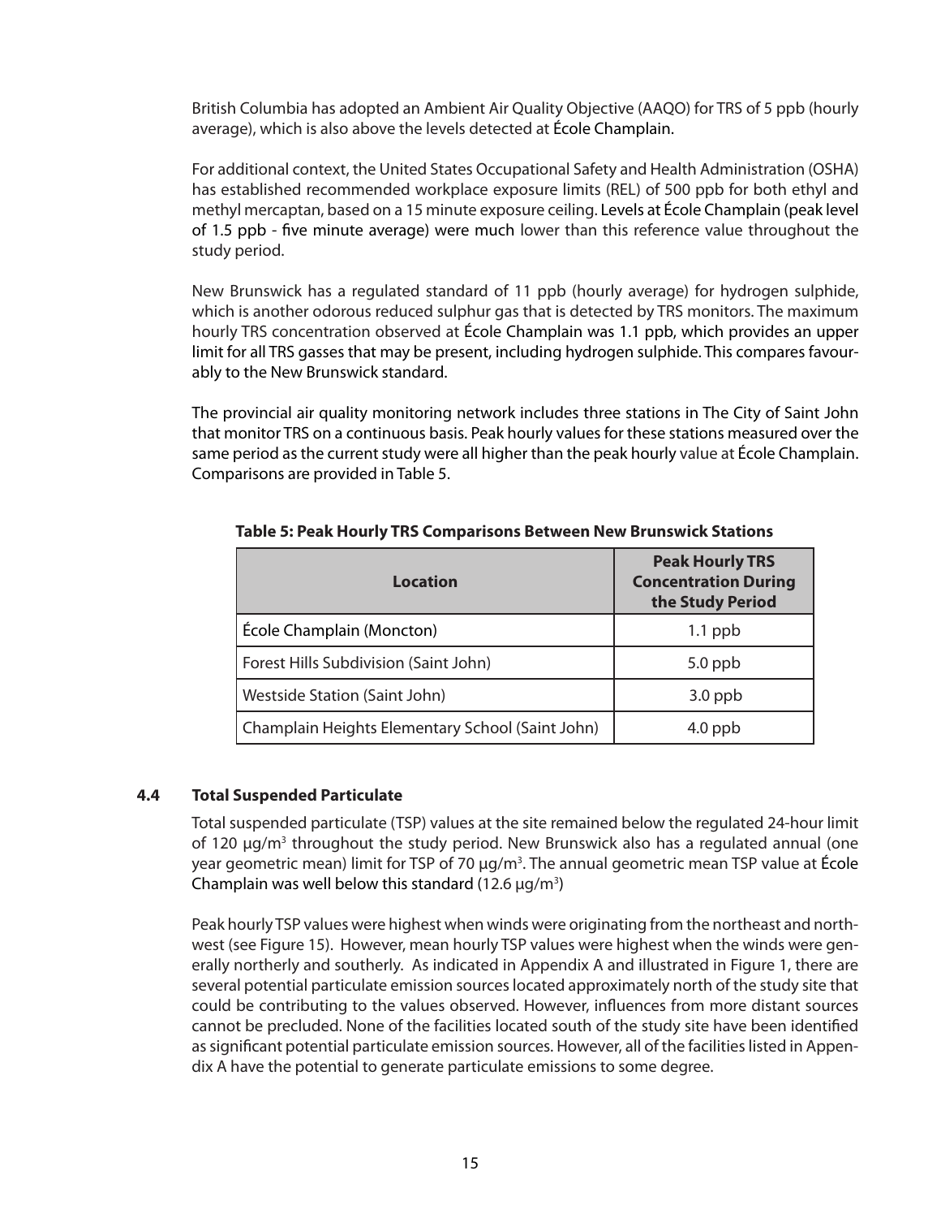British Columbia has adopted an Ambient Air Quality Objective (AAQO) for TRS of 5 ppb (hourly average), which is also above the levels detected at École Champlain.

For additional context, the United States Occupational Safety and Health Administration (OSHA) has established recommended workplace exposure limits (REL) of 500 ppb for both ethyl and methyl mercaptan, based on a 15 minute exposure ceiling. Levels at École Champlain (peak level of 1.5 ppb - five minute average) were much lower than this reference value throughout the study period.

New Brunswick has a regulated standard of 11 ppb (hourly average) for hydrogen sulphide, which is another odorous reduced sulphur gas that is detected by TRS monitors. The maximum hourly TRS concentration observed at École Champlain was 1.1 ppb, which provides an upper limit for all TRS gasses that may be present, including hydrogen sulphide. This compares favourably to the New Brunswick standard.

The provincial air quality monitoring network includes three stations in The City of Saint John that monitor TRS on a continuous basis. Peak hourly values for these stations measured over the same period as the current study were all higher than the peak hourly value at École Champlain. Comparisons are provided in Table 5.

**Table 5: Peak Hourly TRS Comparisons Between New Brunswick Stations**

| Location | Peak Hourly TRS Concentration During the Study Period |
|---|---|
| École Champlain (Moncton) | 1.1 ppb |
| Forest Hills Subdivision (Saint John) | 5.0 ppb |
| Westside Station (Saint John) | 3.0 ppb |
| Champlain Heights Elementary School (Saint John) | 4.0 ppb |

### 4.4 Total Suspended Particulate

Total suspended particulate (TSP) values at the site remained below the regulated 24-hour limit of 120 µg/m$^3$ throughout the study period. New Brunswick also has a regulated annual (one year geometric mean) limit for TSP of 70 µg/m$^3$. The annual geometric mean TSP value at École Champlain was well below this standard (12.6 µg/m$^3$)

Peak hourly TSP values were highest when winds were originating from the northeast and northwest (see Figure 15). However, mean hourly TSP values were highest when the winds were generally northerly and southerly. As indicated in Appendix A and illustrated in Figure 1, there are several potential particulate emission sources located approximately north of the study site that could be contributing to the values observed. However, influences from more distant sources cannot be precluded. None of the facilities located south of the study site have been identified as significant potential particulate emission sources. However, all of the facilities listed in Appendix A have the potential to generate particulate emissions to some degree.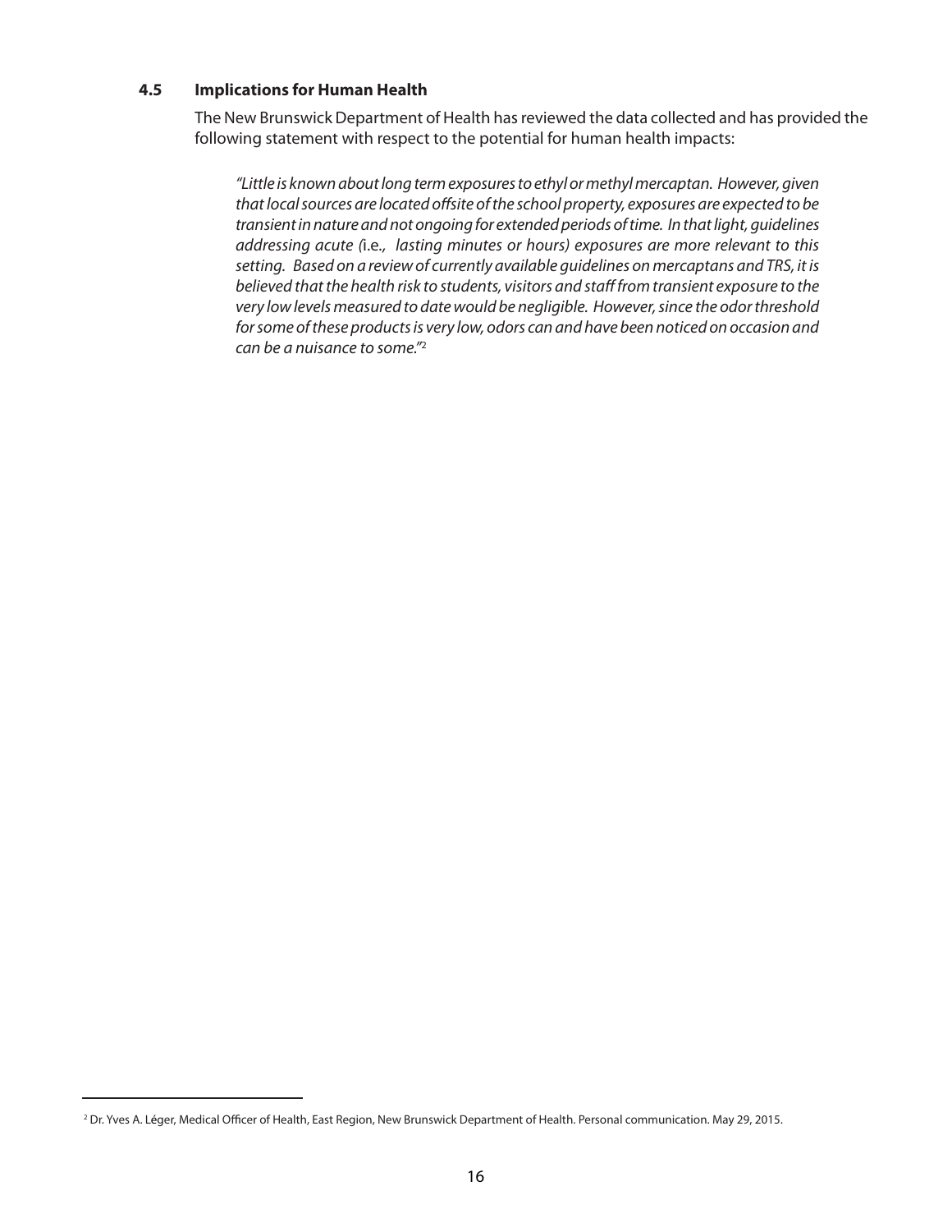### 4.5 Implications for Human Health

The New Brunswick Department of Health has reviewed the data collected and has provided the following statement with respect to the potential for human health impacts:

*"Little is known about long term exposures to ethyl or methyl mercaptan. However, given that local sources are located offsite of the school property, exposures are expected to be transient in nature and not ongoing for extended periods of time. In that light, guidelines addressing acute (*i.e., *lasting minutes or hours) exposures are more relevant to this setting. Based on a review of currently available guidelines on mercaptans and TRS, it is believed that the health risk to students, visitors and staff from transient exposure to the very low levels measured to date would be negligible. However, since the odor threshold for some of these products is very low, odors can and have been noticed on occasion and can be a nuisance to some."*[2]

[2] Dr. Yves A. Léger, Medical Officer of Health, East Region, New Brunswick Department of Health. Personal communication. May 29, 2015.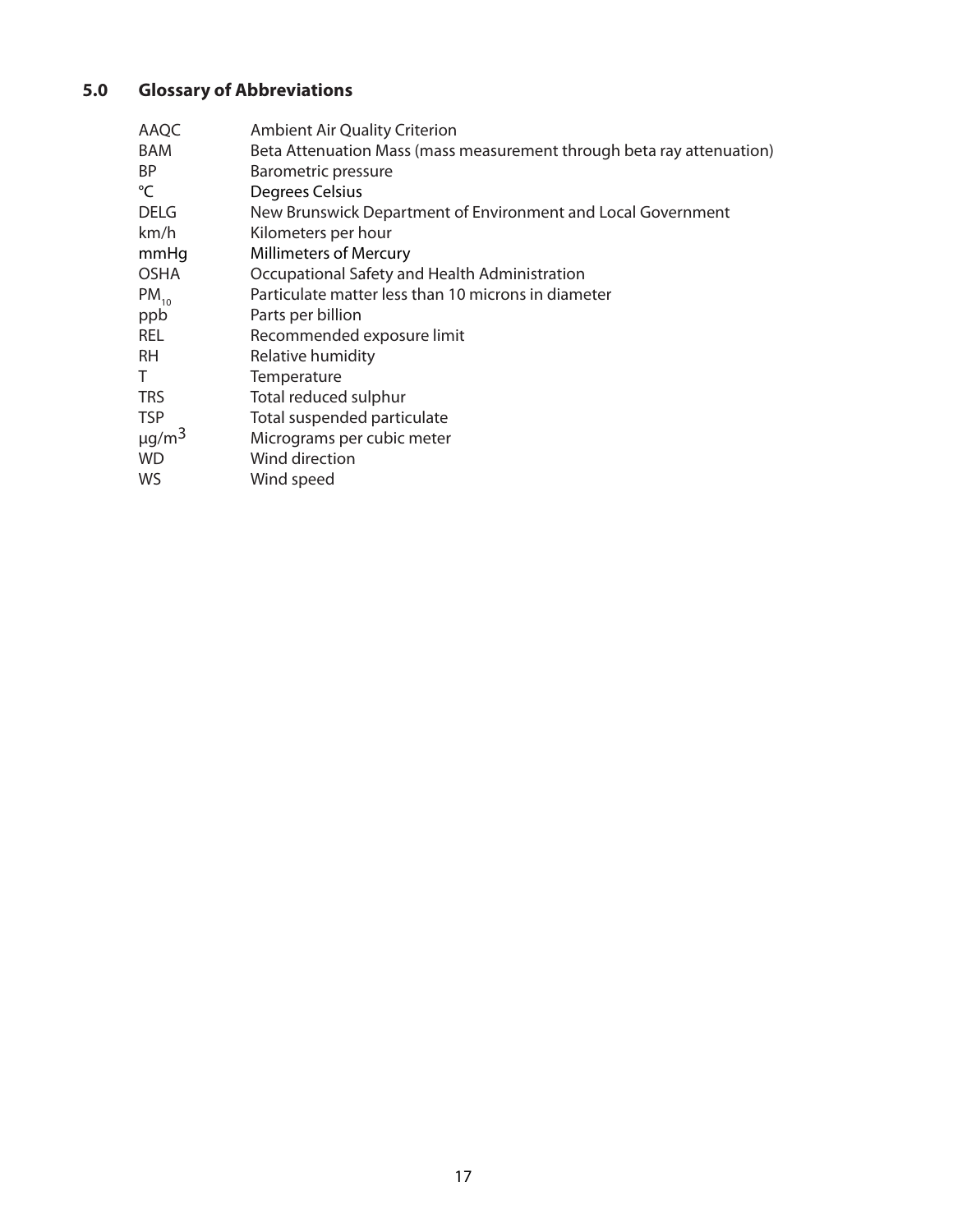## 5.0 Glossary of Abbreviations

| | |
|---|---|
| AAQC | Ambient Air Quality Criterion |
| BAM | Beta Attenuation Mass (mass measurement through beta ray attenuation) |
| BP | Barometric pressure |
| °C | Degrees Celsius |
| DELG | New Brunswick Department of Environment and Local Government |
| km/h | Kilometers per hour |
| mmHg | Millimeters of Mercury |
| OSHA | Occupational Safety and Health Administration |
| $PM_{10}$ | Particulate matter less than 10 microns in diameter |
| ppb | Parts per billion |
| REL | Recommended exposure limit |
| RH | Relative humidity |
| T | Temperature |
| TRS | Total reduced sulphur |
| TSP | Total suspended particulate |
| $\mu g/m^3$ | Micrograms per cubic meter |
| WD | Wind direction |
| WS | Wind speed |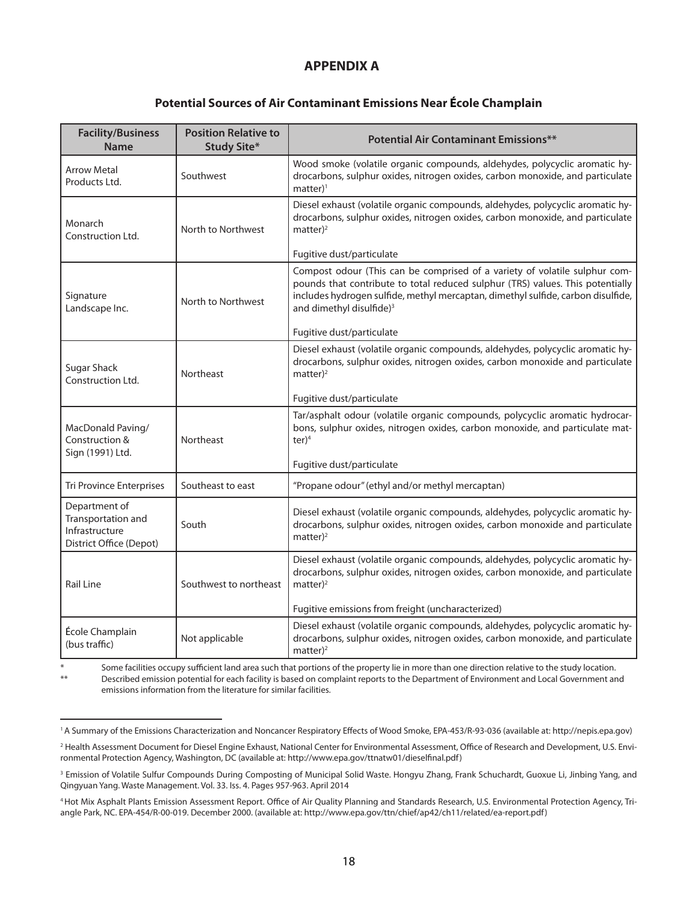# APPENDIX A

## Potential Sources of Air Contaminant Emissions Near École Champlain

| Facility/Business Name | Position Relative to Study Site* | Potential Air Contaminant Emissions** |
|---|---|---|
| Arrow Metal Products Ltd. | Southwest | Wood smoke (volatile organic compounds, aldehydes, polycyclic aromatic hydrocarbons, sulphur oxides, nitrogen oxides, carbon monoxide, and particulate matter)[1] |
| Monarch Construction Ltd. | North to Northwest | Diesel exhaust (volatile organic compounds, aldehydes, polycyclic aromatic hydrocarbons, sulphur oxides, nitrogen oxides, carbon monoxide, and particulate matter)[2]<br><br>Fugitive dust/particulate |
| Signature Landscape Inc. | North to Northwest | Compost odour (This can be comprised of a variety of volatile sulphur compounds that contribute to total reduced sulphur (TRS) values. This potentially includes hydrogen sulfide, methyl mercaptan, dimethyl sulfide, carbon disulfide, and dimethyl disulfide)[3]<br><br>Fugitive dust/particulate |
| Sugar Shack Construction Ltd. | Northeast | Diesel exhaust (volatile organic compounds, aldehydes, polycyclic aromatic hydrocarbons, sulphur oxides, nitrogen oxides, carbon monoxide and particulate matter)[2]<br><br>Fugitive dust/particulate |
| MacDonald Paving/ Construction & Sign (1991) Ltd. | Northeast | Tar/asphalt odour (volatile organic compounds, polycyclic aromatic hydrocarbons, sulphur oxides, nitrogen oxides, carbon monoxide, and particulate matter)[4]<br><br>Fugitive dust/particulate |
| Tri Province Enterprises | Southeast to east | "Propane odour" (ethyl and/or methyl mercaptan) |
| Department of Transportation and Infrastructure District Office (Depot) | South | Diesel exhaust (volatile organic compounds, aldehydes, polycyclic aromatic hydrocarbons, sulphur oxides, nitrogen oxides, carbon monoxide and particulate matter)[2] |
| Rail Line | Southwest to northeast | Diesel exhaust (volatile organic compounds, aldehydes, polycyclic aromatic hydrocarbons, sulphur oxides, nitrogen oxides, carbon monoxide, and particulate matter)[2]<br><br>Fugitive emissions from freight (uncharacterized) |
| École Champlain (bus traffic) | Not applicable | Diesel exhaust (volatile organic compounds, aldehydes, polycyclic aromatic hydrocarbons, sulphur oxides, nitrogen oxides, carbon monoxide, and particulate matter)[2] |

\* Some facilities occupy sufficient land area such that portions of the property lie in more than one direction relative to the study location.

\*\* Described emission potential for each facility is based on complaint reports to the Department of Environment and Local Government and emissions information from the literature for similar facilities.

---

[1] A Summary of the Emissions Characterization and Noncancer Respiratory Effects of Wood Smoke, EPA-453/R-93-036 (available at: http://nepis.epa.gov)

[2] Health Assessment Document for Diesel Engine Exhaust, National Center for Environmental Assessment, Office of Research and Development, U.S. Environmental Protection Agency, Washington, DC (available at: http://www.epa.gov/ttnatw01/dieselfinal.pdf)

[3] Emission of Volatile Sulfur Compounds During Composting of Municipal Solid Waste. Hongyu Zhang, Frank Schuchardt, Guoxue Li, Jinbing Yang, and Qingyuan Yang. Waste Management. Vol. 33. Iss. 4. Pages 957-963. April 2014

[4] Hot Mix Asphalt Plants Emission Assessment Report. Office of Air Quality Planning and Standards Research, U.S. Environmental Protection Agency, Triangle Park, NC. EPA-454/R-00-019. December 2000. (available at: http://www.epa.gov/ttn/chief/ap42/ch11/related/ea-report.pdf)